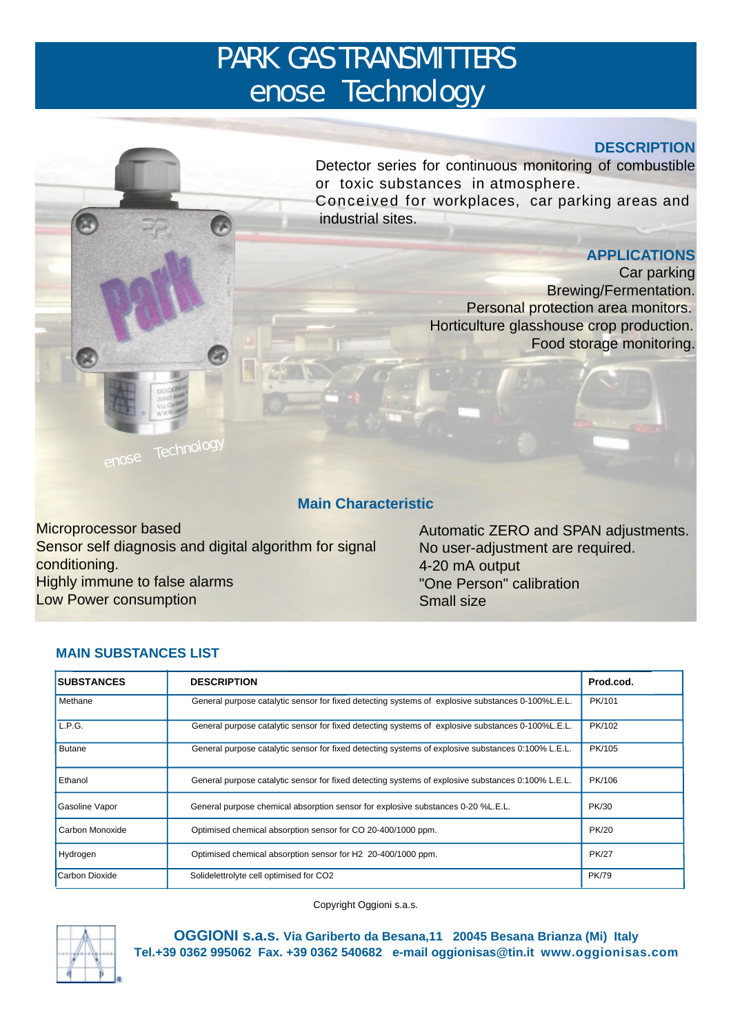# PARK GAS TRANSMITTERS
# enose Technology

## DESCRIPTION

Detector series for continuous monitoring of combustible or toxic substances in atmosphere.
Conceived for workplaces, car parking areas and industrial sites.

## APPLICATIONS

Car parking
Brewing/Fermentation.
Personal protection area monitors.
Horticulture glasshouse crop production.
Food storage monitoring.

enose Technology

## Main Characteristic

Microprocessor based
Sensor self diagnosis and digital algorithm for signal conditioning.
Highly immune to false alarms
Low Power consumption

Automatic ZERO and SPAN adjustments.
No user-adjustment are required.
4-20 mA output
"One Person" calibration
Small size

## MAIN SUBSTANCES LIST

| SUBSTANCES | DESCRIPTION | Prod.cod. |
|---|---|---|
| Methane | General purpose catalytic sensor for fixed detecting systems of explosive substances 0-100%L.E.L. | PK/101 |
| L.P.G. | General purpose catalytic sensor for fixed detecting systems of explosive substances 0-100%L.E.L. | PK/102 |
| Butane | General purpose catalytic sensor for fixed detecting systems of explosive substances 0:100% L.E.L. | PK/105 |
| Ethanol | General purpose catalytic sensor for fixed detecting systems of explosive substances 0:100% L.E.L. | PK/106 |
| Gasoline Vapor | General purpose chemical absorption sensor for explosive substances 0-20 %L.E.L. | PK/30 |
| Carbon Monoxide | Optimised chemical absorption sensor for CO 20-400/1000 ppm. | PK/20 |
| Hydrogen | Optimised chemical absorption sensor for H2 20-400/1000 ppm. | PK/27 |
| Carbon Dioxide | Solidelettrolyte cell optimised for CO2 | PK/79 |

Copyright Oggioni s.a.s.

**OGGIONI s.a.s. Via Gariberto da Besana,11 20045 Besana Brianza (Mi) Italy**
**Tel.+39 0362 995062 Fax. +39 0362 540682 e-mail oggionisas@tin.it www.oggionisas.com**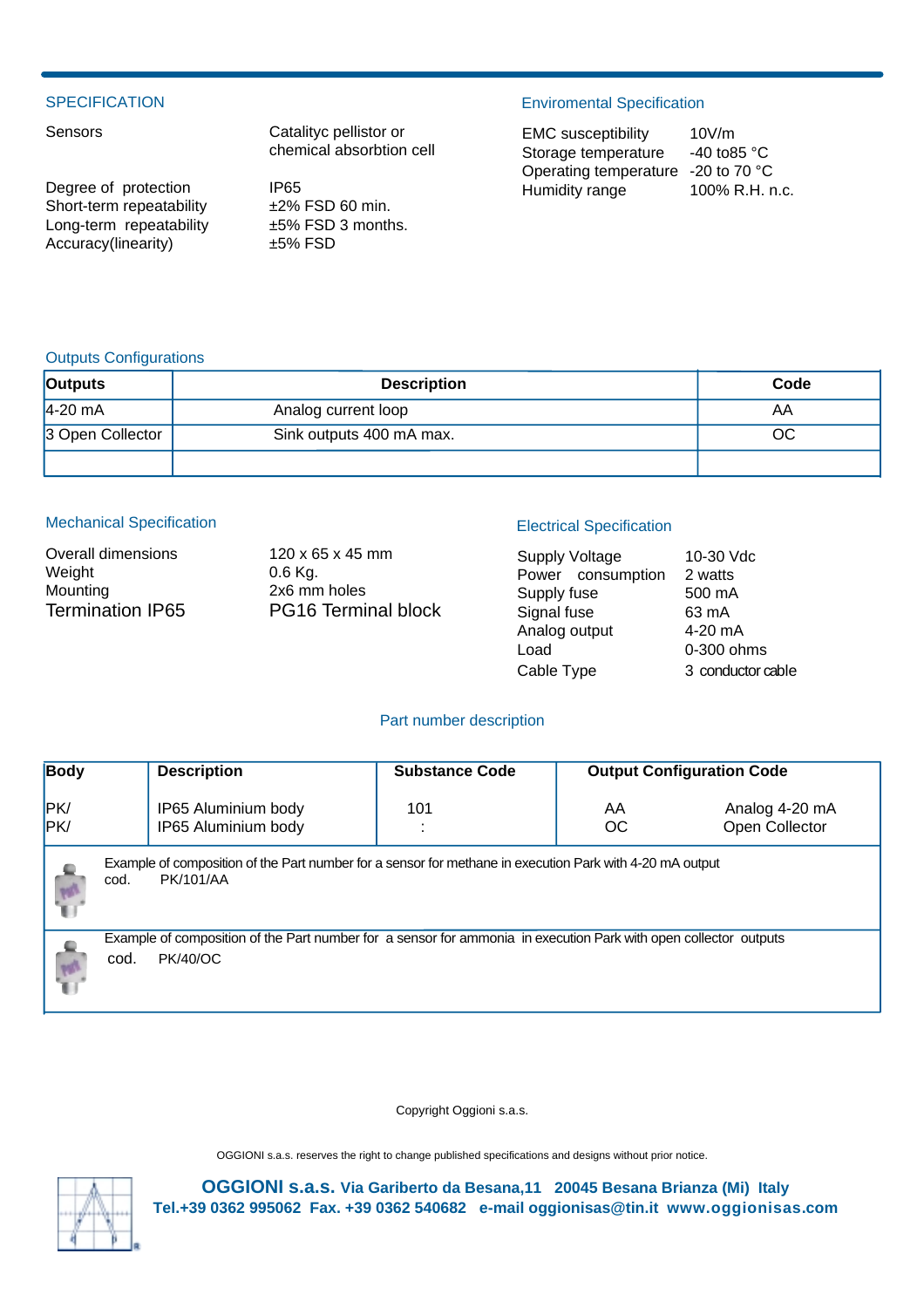## SPECIFICATION

| | |
|---|---|
| Sensors | Catalityc pellistor or chemical absorbtion cell |
| Degree of protection | IP65 |
| Short-term repeatability | ±2% FSD 60 min. |
| Long-term repeatability | ±5% FSD 3 months. |
| Accuracy(linearity) | ±5% FSD |

## Enviromental Specification

| | |
|---|---|
| EMC susceptibility | 10V/m |
| Storage temperature | -40 to85 °C |
| Operating temperature | -20 to 70 °C |
| Humidity range | 100% R.H. n.c. |

## Outputs Configurations

| Outputs | Description | Code |
|---|---|---|
| 4-20 mA | Analog current loop | AA |
| 3 Open Collector | Sink outputs 400 mA max. | OC |
| | | |

## Mechanical Specification

| | |
|---|---|
| Overall dimensions | 120 x 65 x 45 mm |
| Weight | 0.6 Kg. |
| Mounting | 2x6 mm holes |
| Termination IP65 | PG16 Terminal block |

## Electrical Specification

| | |
|---|---|
| Supply Voltage | 10-30 Vdc |
| Power consumption | 2 watts |
| Supply fuse | 500 mA |
| Signal fuse | 63 mA |
| Analog output | 4-20 mA |
| Load | 0-300 ohms |
| Cable Type | 3 conductor cable |

## Part number description

| Body | Description | Substance Code | Output Configuration Code | |
|---|---|---|---|---|
| PK/ | IP65 Aluminium body | 101 | AA | Analog 4-20 mA |
| PK/ | IP65 Aluminium body | : | OC | Open Collector |

Example of composition of the Part number for a sensor for methane in execution Park with 4-20 mA output
cod. PK/101/AA

Example of composition of the Part number for a sensor for ammonia in execution Park with open collector outputs
cod. PK/40/OC

Copyright Oggioni s.a.s.

OGGIONI s.a.s. reserves the right to change published specifications and designs without prior notice.

**OGGIONI s.a.s.** Via Gariberto da Besana,11 20045 Besana Brianza (Mi) Italy
Tel.+39 0362 995062 Fax. +39 0362 540682 e-mail oggionisas@tin.it www.oggionisas.com